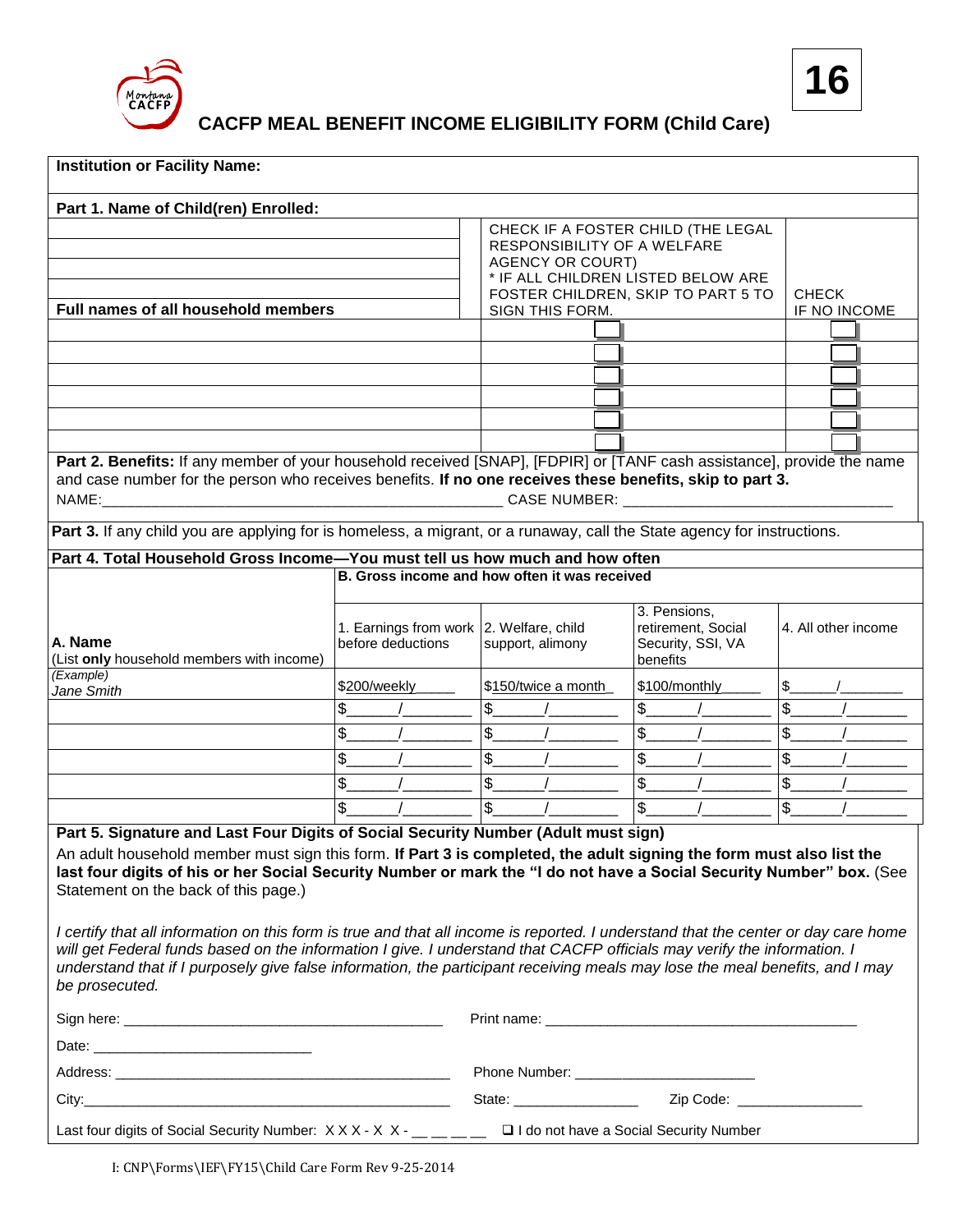# CACFP MEAL BENEFIT INCOME ELIGIBILITY FORM (Child Care)

**16**

**Institution or Facility Name:**

**Part 1. Name of Child(ren) Enrolled:**

| **Full names of all household members** | CHECK IF A FOSTER CHILD (THE LEGAL RESPONSIBILITY OF A WELFARE AGENCY OR COURT) * IF ALL CHILDREN LISTED BELOW ARE FOSTER CHILDREN, SKIP TO PART 5 TO SIGN THIS FORM. | CHECK IF NO INCOME |
|---|---|---|
| | ☐ | ☐ |
| | ☐ | ☐ |
| | ☐ | ☐ |
| | ☐ | ☐ |
| | ☐ | ☐ |
| | ☐ | ☐ |

**Part 2. Benefits:** If any member of your household received [SNAP], [FDPIR] or [TANF cash assistance], provide the name and case number for the person who receives benefits. **If no one receives these benefits, skip to part 3.**

NAME:_______________________________________________ CASE NUMBER: _______________________________

**Part 3.** If any child you are applying for is homeless, a migrant, or a runaway, call the State agency for instructions.

**Part 4. Total Household Gross Income—You must tell us how much and how often**

| **A. Name** (List **only** household members with income) | **B. Gross income and how often it was received** 1. Earnings from work before deductions | 2. Welfare, child support, alimony | 3. Pensions, retirement, Social Security, SSI, VA benefits | 4. All other income |
|---|---|---|---|---|
| *(Example)* Jane Smith | $200/weekly | $150/twice a month | $100/monthly | $_____/_______ |
| | $_____/_______ | $_____/_______ | $_____/_______ | $_____/_______ |
| | $_____/_______ | $_____/_______ | $_____/_______ | $_____/_______ |
| | $_____/_______ | $_____/_______ | $_____/_______ | $_____/_______ |
| | $_____/_______ | $_____/_______ | $_____/_______ | $_____/_______ |
| | $_____/_______ | $_____/_______ | $_____/_______ | $_____/_______ |

**Part 5. Signature and Last Four Digits of Social Security Number (Adult must sign)**

An adult household member must sign this form. **If Part 3 is completed, the adult signing the form must also list the last four digits of his or her Social Security Number or mark the "I do not have a Social Security Number" box.** (See Statement on the back of this page.)

*I certify that all information on this form is true and that all income is reported. I understand that the center or day care home will get Federal funds based on the information I give. I understand that CACFP officials may verify the information. I understand that if I purposely give false information, the participant receiving meals may lose the meal benefits, and I may be prosecuted.*

Sign here: ______________________________________ Print name: ______________________________________

Date: ___________________________

Address: __________________________________________ Phone Number: ______________________

City:______________________________________________ State: _______________ Zip Code: _______________

Last four digits of Social Security Number: X X X - X X - __ __ __ __ ☐ I do not have a Social Security Number

I: CNP\Forms\IEF\FY15\Child Care Form Rev 9-25-2014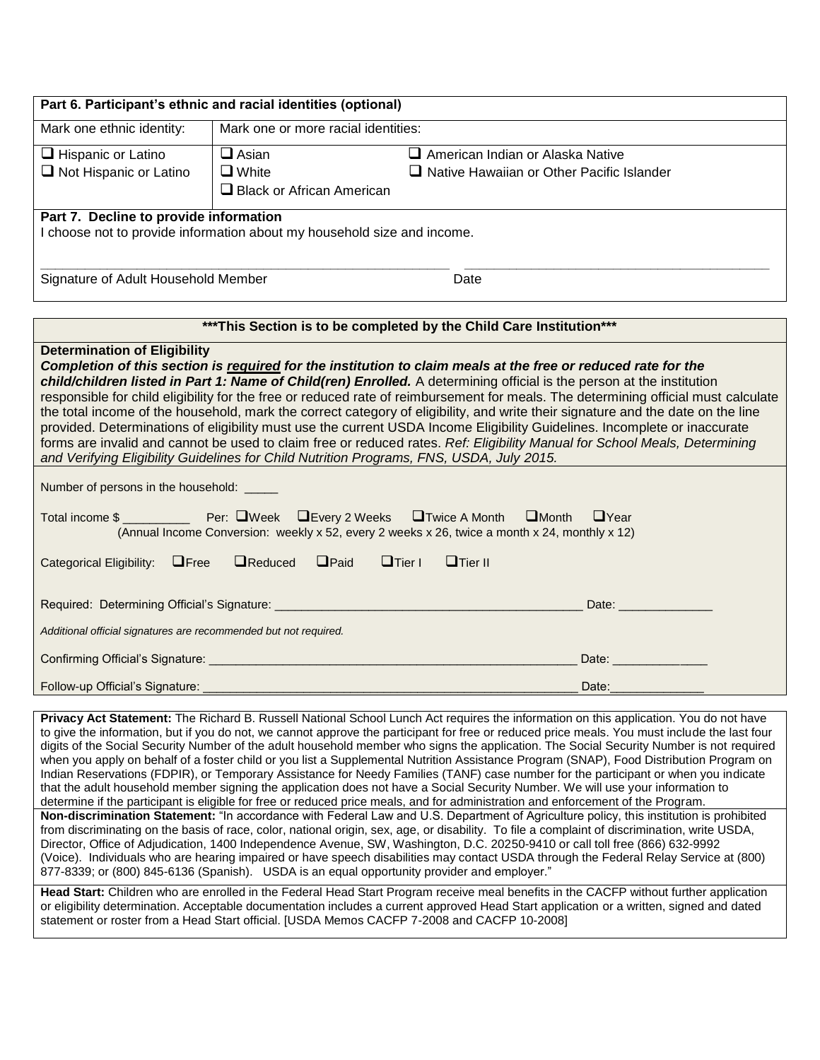**Part 6. Participant's ethnic and racial identities (optional)**

| Mark one ethnic identity: | Mark one or more racial identities: | |
|---|---|---|
| ❑ Hispanic or Latino<br>❑ Not Hispanic or Latino | ❑ Asian<br>❑ White<br>❑ Black or African American | ❑ American Indian or Alaska Native<br>❑ Native Hawaiian or Other Pacific Islander |

**Part 7. Decline to provide information**

I choose not to provide information about my household size and income.

\_\_\_\_\_\_\_\_\_\_\_\_\_\_\_\_\_\_\_\_\_\_\_\_\_\_\_\_\_\_\_\_\_\_\_\_\_\_\_\_ \_\_\_\_\_\_\_\_\_\_\_\_\_\_\_\_\_\_\_\_\_\_\_\_\_\_\_\_\_\_\_\_\_\_\_\_

Signature of Adult Household Member Date

**\*\*\*This Section is to be completed by the Child Care Institution\*\*\***

**Determination of Eligibility**

***Completion of this section is <u>required</u> for the institution to claim meals at the free or reduced rate for the child/children listed in Part 1: Name of Child(ren) Enrolled.*** A determining official is the person at the institution responsible for child eligibility for the free or reduced rate of reimbursement for meals. The determining official must calculate the total income of the household, mark the correct category of eligibility, and write their signature and the date on the line provided. Determinations of eligibility must use the current USDA Income Eligibility Guidelines. Incomplete or inaccurate forms are invalid and cannot be used to claim free or reduced rates. *Ref: Eligibility Manual for School Meals, Determining and Verifying Eligibility Guidelines for Child Nutrition Programs, FNS, USDA, July 2015.*

Number of persons in the household: \_\_\_\_\_

Total income $ \_\_\_\_\_\_\_\_\_ Per: ❑Week ❑Every 2 Weeks ❑Twice A Month ❑Month ❑Year
(Annual Income Conversion: weekly x 52, every 2 weeks x 26, twice a month x 24, monthly x 12)

Categorical Eligibility: ❑Free ❑Reduced ❑Paid ❑Tier I ❑Tier II

Required: Determining Official's Signature: \_\_\_\_\_\_\_\_\_\_\_\_\_\_\_\_\_\_\_\_\_\_\_\_\_\_\_\_\_\_\_\_\_\_\_\_\_\_ Date: \_\_\_\_\_\_\_\_\_\_\_\_\_

*Additional official signatures are recommended but not required.*

Confirming Official's Signature: \_\_\_\_\_\_\_\_\_\_\_\_\_\_\_\_\_\_\_\_\_\_\_\_\_\_\_\_\_\_\_\_\_\_\_\_\_\_\_\_\_\_\_\_ Date: \_\_\_\_\_\_\_\_\_\_\_\_\_

Follow-up Official's Signature: \_\_\_\_\_\_\_\_\_\_\_\_\_\_\_\_\_\_\_\_\_\_\_\_\_\_\_\_\_\_\_\_\_\_\_\_\_\_\_\_\_\_\_\_\_ Date:\_\_\_\_\_\_\_\_\_\_\_\_\_

**Privacy Act Statement:** The Richard B. Russell National School Lunch Act requires the information on this application. You do not have to give the information, but if you do not, we cannot approve the participant for free or reduced price meals. You must include the last four digits of the Social Security Number of the adult household member who signs the application. The Social Security Number is not required when you apply on behalf of a foster child or you list a Supplemental Nutrition Assistance Program (SNAP), Food Distribution Program on Indian Reservations (FDPIR), or Temporary Assistance for Needy Families (TANF) case number for the participant or when you indicate that the adult household member signing the application does not have a Social Security Number. We will use your information to determine if the participant is eligible for free or reduced price meals, and for administration and enforcement of the Program.

**Non-discrimination Statement:** "In accordance with Federal Law and U.S. Department of Agriculture policy, this institution is prohibited from discriminating on the basis of race, color, national origin, sex, age, or disability. To file a complaint of discrimination, write USDA, Director, Office of Adjudication, 1400 Independence Avenue, SW, Washington, D.C. 20250-9410 or call toll free (866) 632-9992 (Voice). Individuals who are hearing impaired or have speech disabilities may contact USDA through the Federal Relay Service at (800) 877-8339; or (800) 845-6136 (Spanish). USDA is an equal opportunity provider and employer."

**Head Start:** Children who are enrolled in the Federal Head Start Program receive meal benefits in the CACFP without further application or eligibility determination. Acceptable documentation includes a current approved Head Start application or a written, signed and dated statement or roster from a Head Start official. [USDA Memos CACFP 7-2008 and CACFP 10-2008]